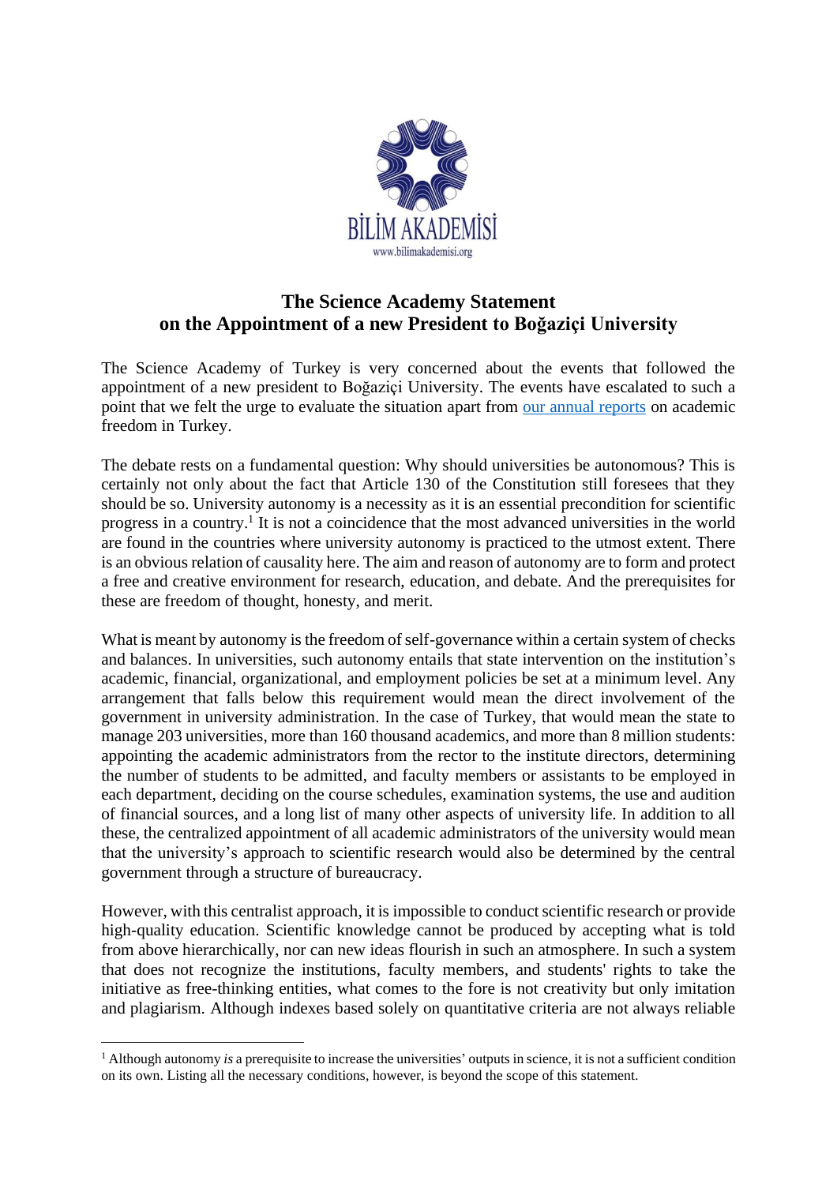BİLİM AKADEMİSİ

www.bilimakademisi.org

# The Science Academy Statement on the Appointment of a new President to Boğaziçi University

The Science Academy of Turkey is very concerned about the events that followed the appointment of a new president to Boğaziçi University. The events have escalated to such a point that we felt the urge to evaluate the situation apart from [our annual reports]() on academic freedom in Turkey.

The debate rests on a fundamental question: Why should universities be autonomous? This is certainly not only about the fact that Article 130 of the Constitution still foresees that they should be so. University autonomy is a necessity as it is an essential precondition for scientific progress in a country.[1] It is not a coincidence that the most advanced universities in the world are found in the countries where university autonomy is practiced to the utmost extent. There is an obvious relation of causality here. The aim and reason of autonomy are to form and protect a free and creative environment for research, education, and debate. And the prerequisites for these are freedom of thought, honesty, and merit.

What is meant by autonomy is the freedom of self-governance within a certain system of checks and balances. In universities, such autonomy entails that state intervention on the institution's academic, financial, organizational, and employment policies be set at a minimum level. Any arrangement that falls below this requirement would mean the direct involvement of the government in university administration. In the case of Turkey, that would mean the state to manage 203 universities, more than 160 thousand academics, and more than 8 million students: appointing the academic administrators from the rector to the institute directors, determining the number of students to be admitted, and faculty members or assistants to be employed in each department, deciding on the course schedules, examination systems, the use and audition of financial sources, and a long list of many other aspects of university life. In addition to all these, the centralized appointment of all academic administrators of the university would mean that the university's approach to scientific research would also be determined by the central government through a structure of bureaucracy.

However, with this centralist approach, it is impossible to conduct scientific research or provide high-quality education. Scientific knowledge cannot be produced by accepting what is told from above hierarchically, nor can new ideas flourish in such an atmosphere. In such a system that does not recognize the institutions, faculty members, and students' rights to take the initiative as free-thinking entities, what comes to the fore is not creativity but only imitation and plagiarism. Although indexes based solely on quantitative criteria are not always reliable

---

[1] Although autonomy *is* a prerequisite to increase the universities' outputs in science, it is not a sufficient condition on its own. Listing all the necessary conditions, however, is beyond the scope of this statement.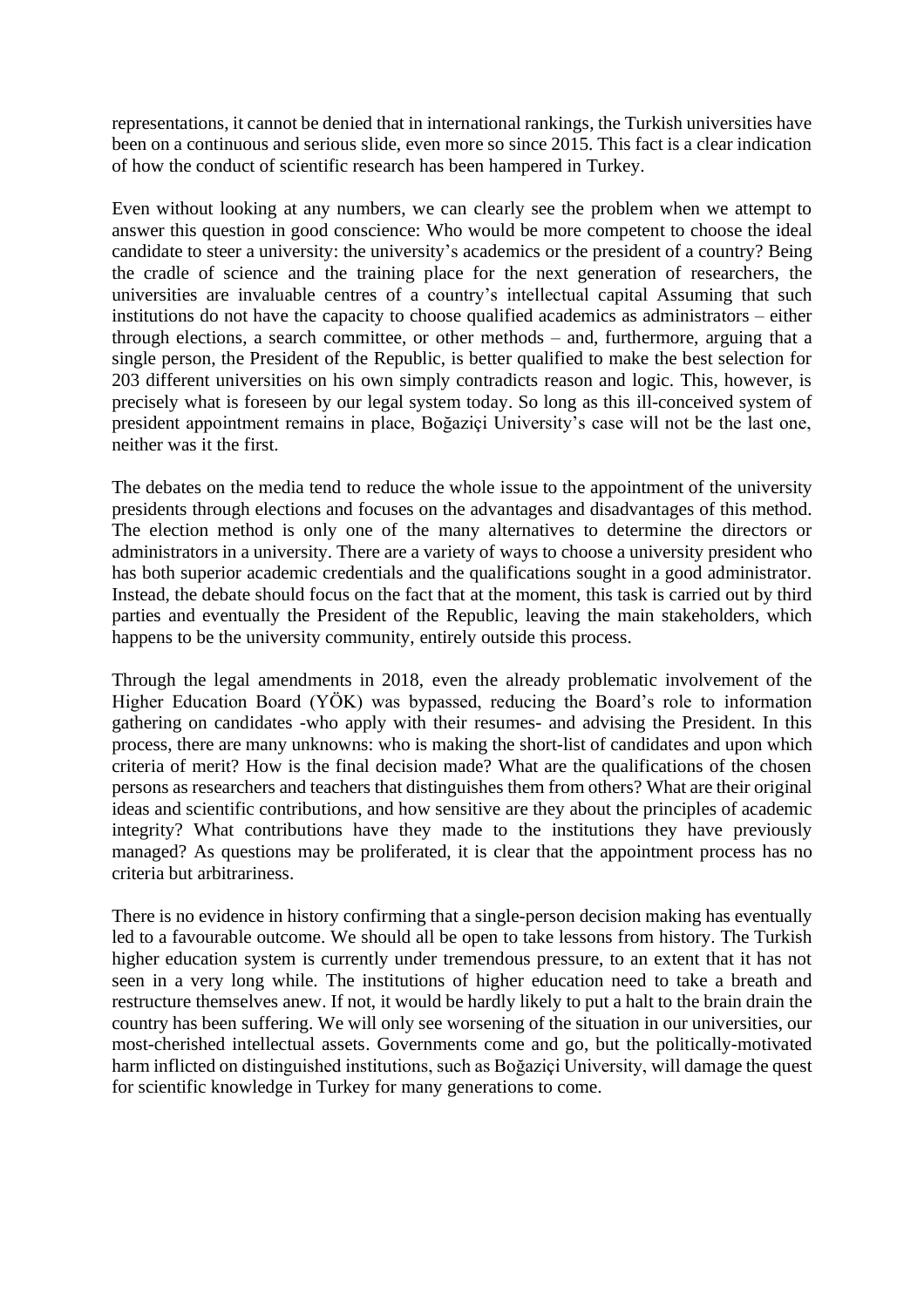representations, it cannot be denied that in international rankings, the Turkish universities have been on a continuous and serious slide, even more so since 2015. This fact is a clear indication of how the conduct of scientific research has been hampered in Turkey.

Even without looking at any numbers, we can clearly see the problem when we attempt to answer this question in good conscience: Who would be more competent to choose the ideal candidate to steer a university: the university's academics or the president of a country? Being the cradle of science and the training place for the next generation of researchers, the universities are invaluable centres of a country's intellectual capital Assuming that such institutions do not have the capacity to choose qualified academics as administrators – either through elections, a search committee, or other methods – and, furthermore, arguing that a single person, the President of the Republic, is better qualified to make the best selection for 203 different universities on his own simply contradicts reason and logic. This, however, is precisely what is foreseen by our legal system today. So long as this ill-conceived system of president appointment remains in place, Boğaziçi University's case will not be the last one, neither was it the first.

The debates on the media tend to reduce the whole issue to the appointment of the university presidents through elections and focuses on the advantages and disadvantages of this method. The election method is only one of the many alternatives to determine the directors or administrators in a university. There are a variety of ways to choose a university president who has both superior academic credentials and the qualifications sought in a good administrator. Instead, the debate should focus on the fact that at the moment, this task is carried out by third parties and eventually the President of the Republic, leaving the main stakeholders, which happens to be the university community, entirely outside this process.

Through the legal amendments in 2018, even the already problematic involvement of the Higher Education Board (YÖK) was bypassed, reducing the Board's role to information gathering on candidates -who apply with their resumes- and advising the President. In this process, there are many unknowns: who is making the short-list of candidates and upon which criteria of merit? How is the final decision made? What are the qualifications of the chosen persons as researchers and teachers that distinguishes them from others? What are their original ideas and scientific contributions, and how sensitive are they about the principles of academic integrity? What contributions have they made to the institutions they have previously managed? As questions may be proliferated, it is clear that the appointment process has no criteria but arbitrariness.

There is no evidence in history confirming that a single-person decision making has eventually led to a favourable outcome. We should all be open to take lessons from history. The Turkish higher education system is currently under tremendous pressure, to an extent that it has not seen in a very long while. The institutions of higher education need to take a breath and restructure themselves anew. If not, it would be hardly likely to put a halt to the brain drain the country has been suffering. We will only see worsening of the situation in our universities, our most-cherished intellectual assets. Governments come and go, but the politically-motivated harm inflicted on distinguished institutions, such as Boğaziçi University, will damage the quest for scientific knowledge in Turkey for many generations to come.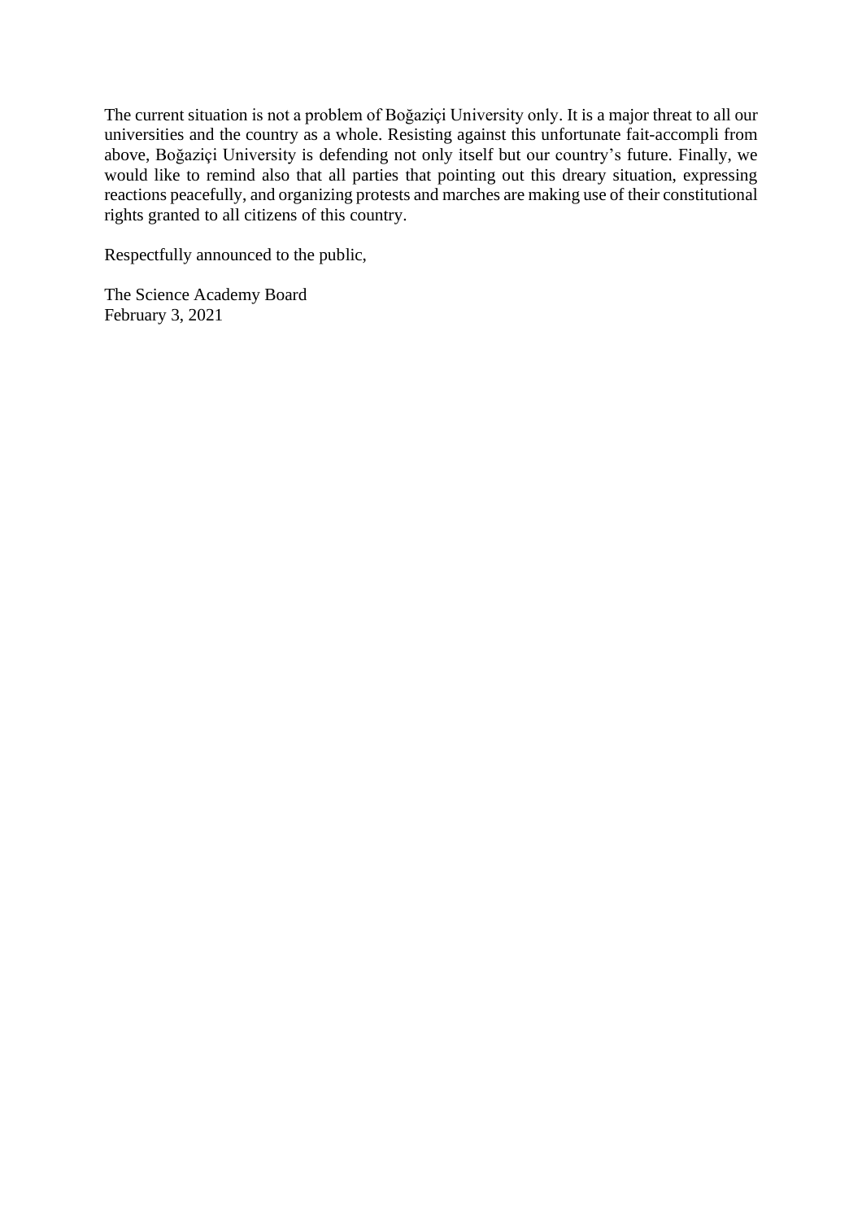The current situation is not a problem of Boğaziçi University only. It is a major threat to all our universities and the country as a whole. Resisting against this unfortunate fait-accompli from above, Boğaziçi University is defending not only itself but our country's future. Finally, we would like to remind also that all parties that pointing out this dreary situation, expressing reactions peacefully, and organizing protests and marches are making use of their constitutional rights granted to all citizens of this country.

Respectfully announced to the public,

The Science Academy Board  
February 3, 2021